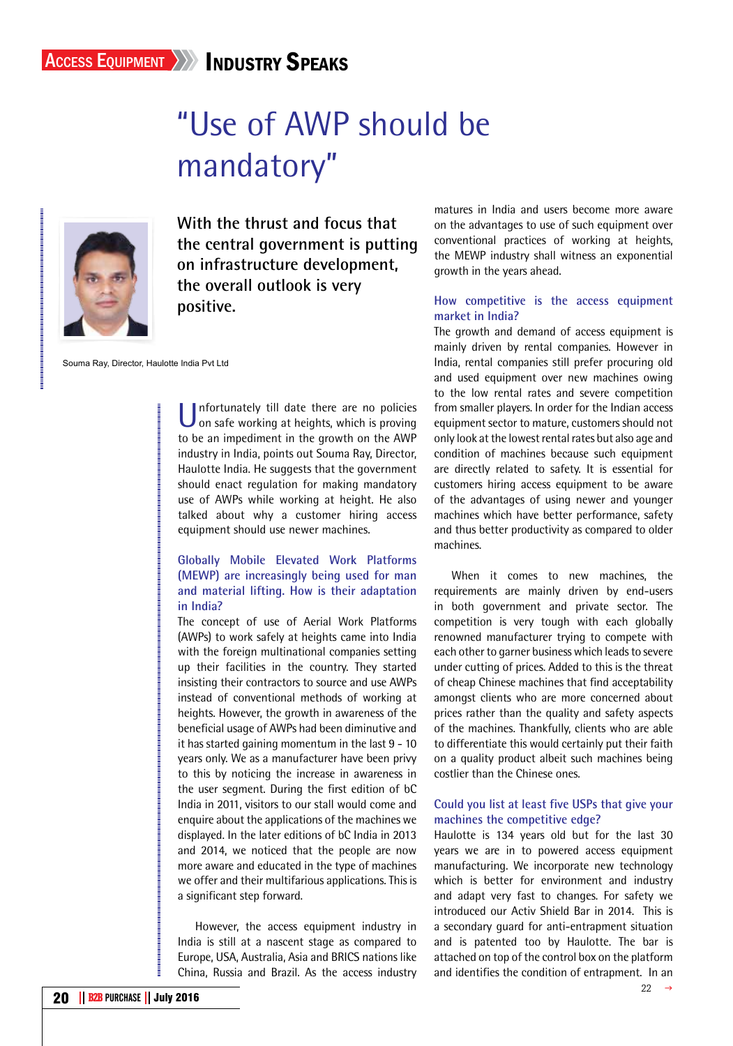ACCESS EQUIPMENT » INDUSTRY SPEAKS

# "Use of AWP should be mandatory"

**With the thrust and focus that the central government is putting on infrastructure development, the overall outlook is very positive.**

Souma Ray, Director, Haulotte India Pvt Ltd

Unfortunately till date there are no policies on safe working at heights, which is proving to be an impediment in the growth on the AWP industry in India, points out Souma Ray, Director, Haulotte India. He suggests that the government should enact regulation for making mandatory use of AWPs while working at height. He also talked about why a customer hiring access equipment should use newer machines.

### Globally Mobile Elevated Work Platforms (MEWP) are increasingly being used for man and material lifting. How is their adaptation in India?

The concept of use of Aerial Work Platforms (AWPs) to work safely at heights came into India with the foreign multinational companies setting up their facilities in the country. They started insisting their contractors to source and use AWPs instead of conventional methods of working at heights. However, the growth in awareness of the beneficial usage of AWPs had been diminutive and it has started gaining momentum in the last 9 - 10 years only. We as a manufacturer have been privy to this by noticing the increase in awareness in the user segment. During the first edition of bC India in 2011, visitors to our stall would come and enquire about the applications of the machines we displayed. In the later editions of bC India in 2013 and 2014, we noticed that the people are now more aware and educated in the type of machines we offer and their multifarious applications. This is a significant step forward.

However, the access equipment industry in India is still at a nascent stage as compared to Europe, USA, Australia, Asia and BRICS nations like China, Russia and Brazil. As the access industry matures in India and users become more aware on the advantages to use of such equipment over conventional practices of working at heights, the MEWP industry shall witness an exponential growth in the years ahead.

### How competitive is the access equipment market in India?

The growth and demand of access equipment is mainly driven by rental companies. However in India, rental companies still prefer procuring old and used equipment over new machines owing to the low rental rates and severe competition from smaller players. In order for the Indian access equipment sector to mature, customers should not only look at the lowest rental rates but also age and condition of machines because such equipment are directly related to safety. It is essential for customers hiring access equipment to be aware of the advantages of using newer and younger machines which have better performance, safety and thus better productivity as compared to older machines.

When it comes to new machines, the requirements are mainly driven by end-users in both government and private sector. The competition is very tough with each globally renowned manufacturer trying to compete with each other to garner business which leads to severe under cutting of prices. Added to this is the threat of cheap Chinese machines that find acceptability amongst clients who are more concerned about prices rather than the quality and safety aspects of the machines. Thankfully, clients who are able to differentiate this would certainly put their faith on a quality product albeit such machines being costlier than the Chinese ones.

### Could you list at least five USPs that give your machines the competitive edge?

Haulotte is 134 years old but for the last 30 years we are in to powered access equipment manufacturing. We incorporate new technology which is better for environment and industry and adapt very fast to changes. For safety we introduced our Activ Shield Bar in 2014. This is a secondary guard for anti-entrapment situation and is patented too by Haulotte. The bar is attached on top of the control box on the platform and identifies the condition of entrapment. In an

22 →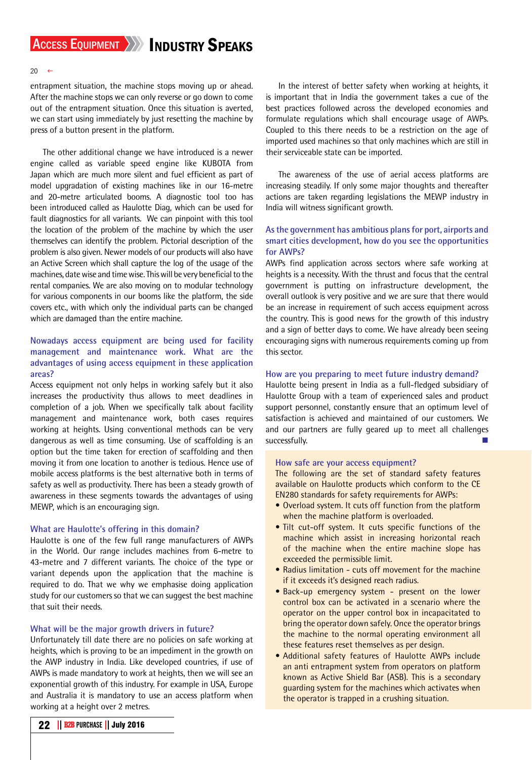entrapment situation, the machine stops moving up or ahead. After the machine stops we can only reverse or go down to come out of the entrapment situation. Once this situation is averted, we can start using immediately by just resetting the machine by press of a button present in the platform.

The other additional change we have introduced is a newer engine called as variable speed engine like KUBOTA from Japan which are much more silent and fuel efficient as part of model upgradation of existing machines like in our 16-metre and 20-metre articulated booms. A diagnostic tool too has been introduced called as Haulotte Diag, which can be used for fault diagnostics for all variants. We can pinpoint with this tool the location of the problem of the machine by which the user themselves can identify the problem. Pictorial description of the problem is also given. Newer models of our products will also have an Active Screen which shall capture the log of the usage of the machines, date wise and time wise. This will be very beneficial to the rental companies. We are also moving on to modular technology for various components in our booms like the platform, the side covers etc., with which only the individual parts can be changed which are damaged than the entire machine.

### Nowadays access equipment are being used for facility management and maintenance work. What are the advantages of using access equipment in these application areas?

Access equipment not only helps in working safely but it also increases the productivity thus allows to meet deadlines in completion of a job. When we specifically talk about facility management and maintenance work, both cases requires working at heights. Using conventional methods can be very dangerous as well as time consuming. Use of scaffolding is an option but the time taken for erection of scaffolding and then moving it from one location to another is tedious. Hence use of mobile access platforms is the best alternative both in terms of safety as well as productivity. There has been a steady growth of awareness in these segments towards the advantages of using MEWP, which is an encouraging sign.

### What are Haulotte's offering in this domain?

Haulotte is one of the few full range manufacturers of AWPs in the World. Our range includes machines from 6-metre to 43-metre and 7 different variants. The choice of the type or variant depends upon the application that the machine is required to do. That we why we emphasise doing application study for our customers so that we can suggest the best machine that suit their needs.

### What will be the major growth drivers in future?

Unfortunately till date there are no policies on safe working at heights, which is proving to be an impediment in the growth on the AWP industry in India. Like developed countries, if use of AWPs is made mandatory to work at heights, then we will see an exponential growth of this industry. For example in USA, Europe and Australia it is mandatory to use an access platform when working at a height over 2 metres.

In the interest of better safety when working at heights, it is important that in India the government takes a cue of the best practices followed across the developed economies and formulate regulations which shall encourage usage of AWPs. Coupled to this there needs to be a restriction on the age of imported used machines so that only machines which are still in their serviceable state can be imported.

The awareness of the use of aerial access platforms are increasing steadily. If only some major thoughts and thereafter actions are taken regarding legislations the MEWP industry in India will witness significant growth.

### As the government has ambitious plans for port, airports and smart cities development, how do you see the opportunities for AWPs?

AWPs find application across sectors where safe working at heights is a necessity. With the thrust and focus that the central government is putting on infrastructure development, the overall outlook is very positive and we are sure that there would be an increase in requirement of such access equipment across the country. This is good news for the growth of this industry and a sign of better days to come. We have already been seeing encouraging signs with numerous requirements coming up from this sector.

### How are you preparing to meet future industry demand?

Haulotte being present in India as a full-fledged subsidiary of Haulotte Group with a team of experienced sales and product support personnel, constantly ensure that an optimum level of satisfaction is achieved and maintained of our customers. We and our partners are fully geared up to meet all challenges successfully. ■

### How safe are your access equipment?

The following are the set of standard safety features available on Haulotte products which conform to the CE EN280 standards for safety requirements for AWPs:

- Overload system. It cuts off function from the platform when the machine platform is overloaded.
- Tilt cut-off system. It cuts specific functions of the machine which assist in increasing horizontal reach of the machine when the entire machine slope has exceeded the permissible limit.
- Radius limitation - cuts off movement for the machine if it exceeds it's designed reach radius.
- Back-up emergency system - present on the lower control box can be activated in a scenario where the operator on the upper control box in incapacitated to bring the operator down safely. Once the operator brings the machine to the normal operating environment all these features reset themselves as per design.
- Additional safety features of Haulotte AWPs include an anti entrapment system from operators on platform known as Active Shield Bar (ASB). This is a secondary guarding system for the machines which activates when the operator is trapped in a crushing situation.